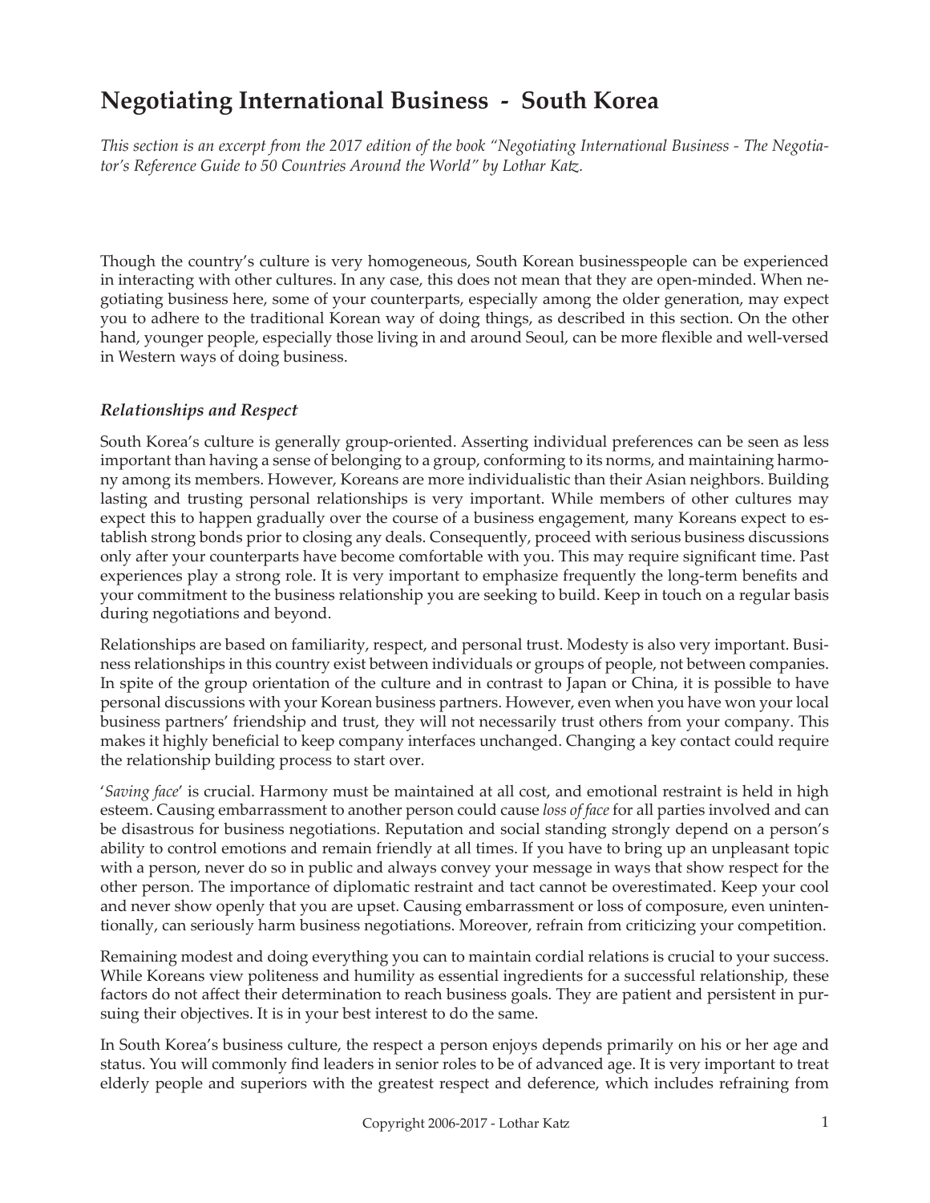# Negotiating International Business - South Korea

*This section is an excerpt from the 2017 edition of the book "Negotiating International Business - The Negotiator's Reference Guide to 50 Countries Around the World" by Lothar Katz.*

Though the country's culture is very homogeneous, South Korean businesspeople can be experienced in interacting with other cultures. In any case, this does not mean that they are open-minded. When negotiating business here, some of your counterparts, especially among the older generation, may expect you to adhere to the traditional Korean way of doing things, as described in this section. On the other hand, younger people, especially those living in and around Seoul, can be more flexible and well-versed in Western ways of doing business.

## *Relationships and Respect*

South Korea's culture is generally group-oriented. Asserting individual preferences can be seen as less important than having a sense of belonging to a group, conforming to its norms, and maintaining harmony among its members. However, Koreans are more individualistic than their Asian neighbors. Building lasting and trusting personal relationships is very important. While members of other cultures may expect this to happen gradually over the course of a business engagement, many Koreans expect to establish strong bonds prior to closing any deals. Consequently, proceed with serious business discussions only after your counterparts have become comfortable with you. This may require significant time. Past experiences play a strong role. It is very important to emphasize frequently the long-term benefits and your commitment to the business relationship you are seeking to build. Keep in touch on a regular basis during negotiations and beyond.

Relationships are based on familiarity, respect, and personal trust. Modesty is also very important. Business relationships in this country exist between individuals or groups of people, not between companies. In spite of the group orientation of the culture and in contrast to Japan or China, it is possible to have personal discussions with your Korean business partners. However, even when you have won your local business partners' friendship and trust, they will not necessarily trust others from your company. This makes it highly beneficial to keep company interfaces unchanged. Changing a key contact could require the relationship building process to start over.

'*Saving face*' is crucial. Harmony must be maintained at all cost, and emotional restraint is held in high esteem. Causing embarrassment to another person could cause *loss of face* for all parties involved and can be disastrous for business negotiations. Reputation and social standing strongly depend on a person's ability to control emotions and remain friendly at all times. If you have to bring up an unpleasant topic with a person, never do so in public and always convey your message in ways that show respect for the other person. The importance of diplomatic restraint and tact cannot be overestimated. Keep your cool and never show openly that you are upset. Causing embarrassment or loss of composure, even unintentionally, can seriously harm business negotiations. Moreover, refrain from criticizing your competition.

Remaining modest and doing everything you can to maintain cordial relations is crucial to your success. While Koreans view politeness and humility as essential ingredients for a successful relationship, these factors do not affect their determination to reach business goals. They are patient and persistent in pursuing their objectives. It is in your best interest to do the same.

In South Korea's business culture, the respect a person enjoys depends primarily on his or her age and status. You will commonly find leaders in senior roles to be of advanced age. It is very important to treat elderly people and superiors with the greatest respect and deference, which includes refraining from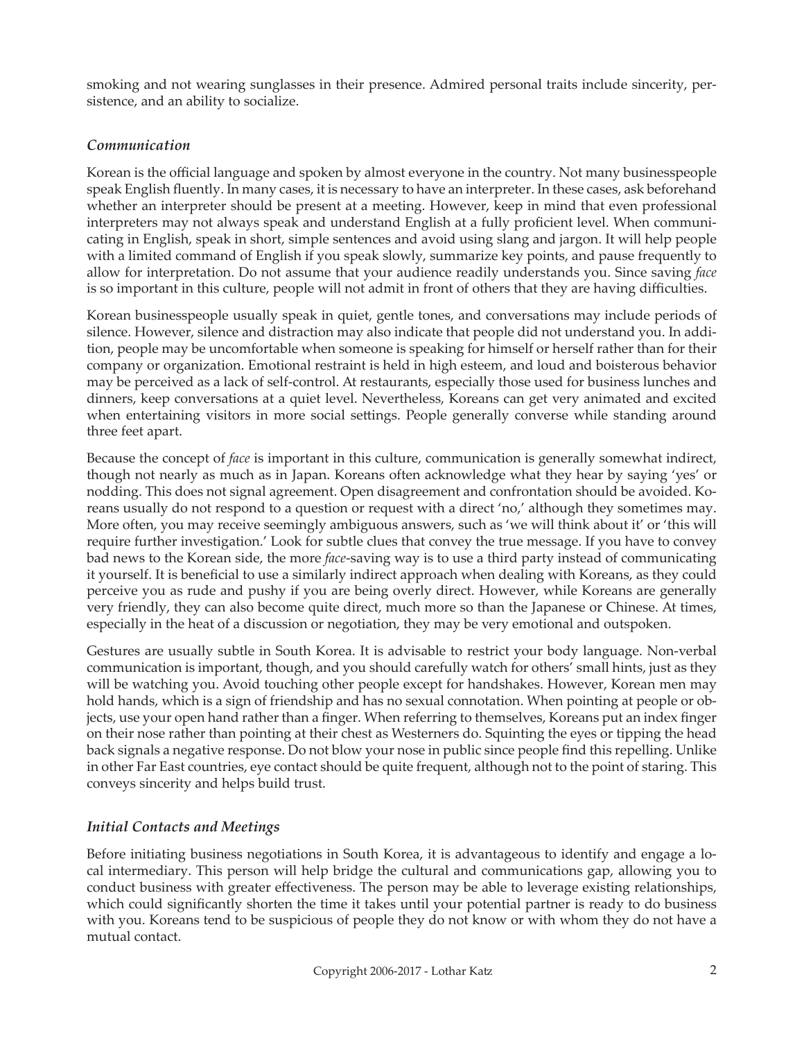smoking and not wearing sunglasses in their presence. Admired personal traits include sincerity, persistence, and an ability to socialize.

### *Communication*

Korean is the official language and spoken by almost everyone in the country. Not many businesspeople speak English fluently. In many cases, it is necessary to have an interpreter. In these cases, ask beforehand whether an interpreter should be present at a meeting. However, keep in mind that even professional interpreters may not always speak and understand English at a fully proficient level. When communicating in English, speak in short, simple sentences and avoid using slang and jargon. It will help people with a limited command of English if you speak slowly, summarize key points, and pause frequently to allow for interpretation. Do not assume that your audience readily understands you. Since saving *face* is so important in this culture, people will not admit in front of others that they are having difficulties.

Korean businesspeople usually speak in quiet, gentle tones, and conversations may include periods of silence. However, silence and distraction may also indicate that people did not understand you. In addition, people may be uncomfortable when someone is speaking for himself or herself rather than for their company or organization. Emotional restraint is held in high esteem, and loud and boisterous behavior may be perceived as a lack of self-control. At restaurants, especially those used for business lunches and dinners, keep conversations at a quiet level. Nevertheless, Koreans can get very animated and excited when entertaining visitors in more social settings. People generally converse while standing around three feet apart.

Because the concept of *face* is important in this culture, communication is generally somewhat indirect, though not nearly as much as in Japan. Koreans often acknowledge what they hear by saying 'yes' or nodding. This does not signal agreement. Open disagreement and confrontation should be avoided. Koreans usually do not respond to a question or request with a direct 'no,' although they sometimes may. More often, you may receive seemingly ambiguous answers, such as 'we will think about it' or 'this will require further investigation.' Look for subtle clues that convey the true message. If you have to convey bad news to the Korean side, the more *face*-saving way is to use a third party instead of communicating it yourself. It is beneficial to use a similarly indirect approach when dealing with Koreans, as they could perceive you as rude and pushy if you are being overly direct. However, while Koreans are generally very friendly, they can also become quite direct, much more so than the Japanese or Chinese. At times, especially in the heat of a discussion or negotiation, they may be very emotional and outspoken.

Gestures are usually subtle in South Korea. It is advisable to restrict your body language. Non-verbal communication is important, though, and you should carefully watch for others' small hints, just as they will be watching you. Avoid touching other people except for handshakes. However, Korean men may hold hands, which is a sign of friendship and has no sexual connotation. When pointing at people or objects, use your open hand rather than a finger. When referring to themselves, Koreans put an index finger on their nose rather than pointing at their chest as Westerners do. Squinting the eyes or tipping the head back signals a negative response. Do not blow your nose in public since people find this repelling. Unlike in other Far East countries, eye contact should be quite frequent, although not to the point of staring. This conveys sincerity and helps build trust.

### *Initial Contacts and Meetings*

Before initiating business negotiations in South Korea, it is advantageous to identify and engage a local intermediary. This person will help bridge the cultural and communications gap, allowing you to conduct business with greater effectiveness. The person may be able to leverage existing relationships, which could significantly shorten the time it takes until your potential partner is ready to do business with you. Koreans tend to be suspicious of people they do not know or with whom they do not have a mutual contact.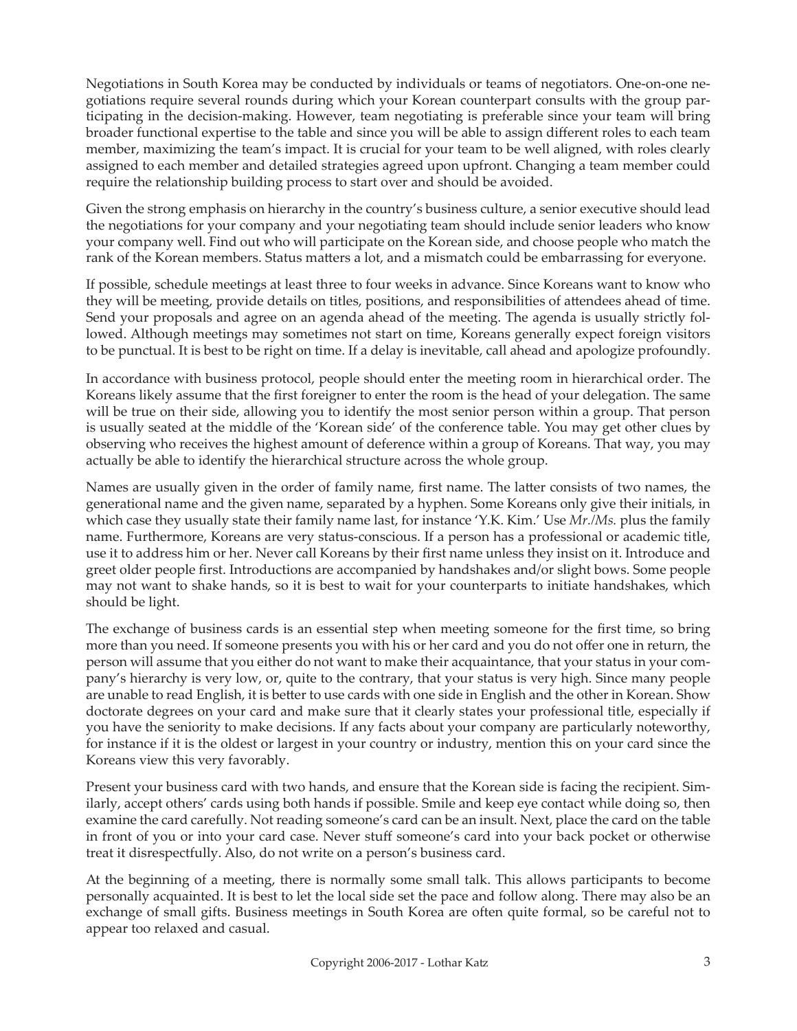Negotiations in South Korea may be conducted by individuals or teams of negotiators. One-on-one negotiations require several rounds during which your Korean counterpart consults with the group participating in the decision-making. However, team negotiating is preferable since your team will bring broader functional expertise to the table and since you will be able to assign different roles to each team member, maximizing the team's impact. It is crucial for your team to be well aligned, with roles clearly assigned to each member and detailed strategies agreed upon upfront. Changing a team member could require the relationship building process to start over and should be avoided.

Given the strong emphasis on hierarchy in the country's business culture, a senior executive should lead the negotiations for your company and your negotiating team should include senior leaders who know your company well. Find out who will participate on the Korean side, and choose people who match the rank of the Korean members. Status matters a lot, and a mismatch could be embarrassing for everyone.

If possible, schedule meetings at least three to four weeks in advance. Since Koreans want to know who they will be meeting, provide details on titles, positions, and responsibilities of attendees ahead of time. Send your proposals and agree on an agenda ahead of the meeting. The agenda is usually strictly followed. Although meetings may sometimes not start on time, Koreans generally expect foreign visitors to be punctual. It is best to be right on time. If a delay is inevitable, call ahead and apologize profoundly.

In accordance with business protocol, people should enter the meeting room in hierarchical order. The Koreans likely assume that the first foreigner to enter the room is the head of your delegation. The same will be true on their side, allowing you to identify the most senior person within a group. That person is usually seated at the middle of the 'Korean side' of the conference table. You may get other clues by observing who receives the highest amount of deference within a group of Koreans. That way, you may actually be able to identify the hierarchical structure across the whole group.

Names are usually given in the order of family name, first name. The latter consists of two names, the generational name and the given name, separated by a hyphen. Some Koreans only give their initials, in which case they usually state their family name last, for instance 'Y.K. Kim.' Use *Mr./Ms.* plus the family name. Furthermore, Koreans are very status-conscious. If a person has a professional or academic title, use it to address him or her. Never call Koreans by their first name unless they insist on it. Introduce and greet older people first. Introductions are accompanied by handshakes and/or slight bows. Some people may not want to shake hands, so it is best to wait for your counterparts to initiate handshakes, which should be light.

The exchange of business cards is an essential step when meeting someone for the first time, so bring more than you need. If someone presents you with his or her card and you do not offer one in return, the person will assume that you either do not want to make their acquaintance, that your status in your company's hierarchy is very low, or, quite to the contrary, that your status is very high. Since many people are unable to read English, it is better to use cards with one side in English and the other in Korean. Show doctorate degrees on your card and make sure that it clearly states your professional title, especially if you have the seniority to make decisions. If any facts about your company are particularly noteworthy, for instance if it is the oldest or largest in your country or industry, mention this on your card since the Koreans view this very favorably.

Present your business card with two hands, and ensure that the Korean side is facing the recipient. Similarly, accept others' cards using both hands if possible. Smile and keep eye contact while doing so, then examine the card carefully. Not reading someone's card can be an insult. Next, place the card on the table in front of you or into your card case. Never stuff someone's card into your back pocket or otherwise treat it disrespectfully. Also, do not write on a person's business card.

At the beginning of a meeting, there is normally some small talk. This allows participants to become personally acquainted. It is best to let the local side set the pace and follow along. There may also be an exchange of small gifts. Business meetings in South Korea are often quite formal, so be careful not to appear too relaxed and casual.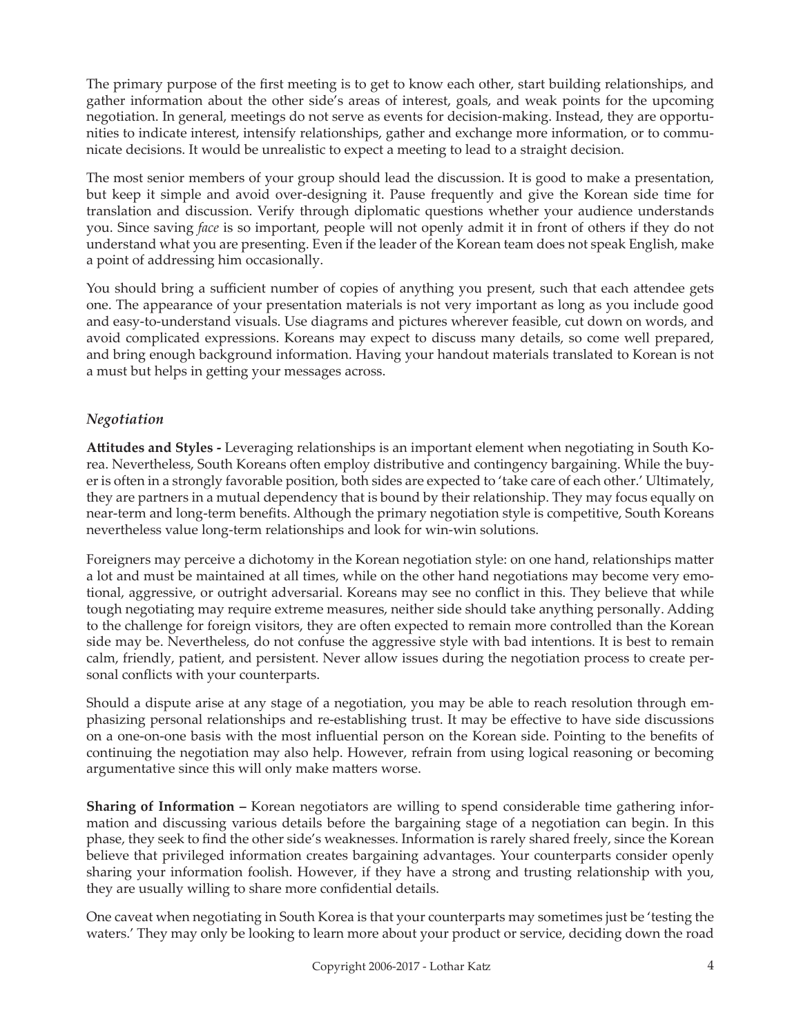The primary purpose of the first meeting is to get to know each other, start building relationships, and gather information about the other side's areas of interest, goals, and weak points for the upcoming negotiation. In general, meetings do not serve as events for decision-making. Instead, they are opportunities to indicate interest, intensify relationships, gather and exchange more information, or to communicate decisions. It would be unrealistic to expect a meeting to lead to a straight decision.

The most senior members of your group should lead the discussion. It is good to make a presentation, but keep it simple and avoid over-designing it. Pause frequently and give the Korean side time for translation and discussion. Verify through diplomatic questions whether your audience understands you. Since saving *face* is so important, people will not openly admit it in front of others if they do not understand what you are presenting. Even if the leader of the Korean team does not speak English, make a point of addressing him occasionally.

You should bring a sufficient number of copies of anything you present, such that each attendee gets one. The appearance of your presentation materials is not very important as long as you include good and easy-to-understand visuals. Use diagrams and pictures wherever feasible, cut down on words, and avoid complicated expressions. Koreans may expect to discuss many details, so come well prepared, and bring enough background information. Having your handout materials translated to Korean is not a must but helps in getting your messages across.

### *Negotiation*

**Attitudes and Styles -** Leveraging relationships is an important element when negotiating in South Korea. Nevertheless, South Koreans often employ distributive and contingency bargaining. While the buyer is often in a strongly favorable position, both sides are expected to 'take care of each other.' Ultimately, they are partners in a mutual dependency that is bound by their relationship. They may focus equally on near-term and long-term benefits. Although the primary negotiation style is competitive, South Koreans nevertheless value long-term relationships and look for win-win solutions.

Foreigners may perceive a dichotomy in the Korean negotiation style: on one hand, relationships matter a lot and must be maintained at all times, while on the other hand negotiations may become very emotional, aggressive, or outright adversarial. Koreans may see no conflict in this. They believe that while tough negotiating may require extreme measures, neither side should take anything personally. Adding to the challenge for foreign visitors, they are often expected to remain more controlled than the Korean side may be. Nevertheless, do not confuse the aggressive style with bad intentions. It is best to remain calm, friendly, patient, and persistent. Never allow issues during the negotiation process to create personal conflicts with your counterparts.

Should a dispute arise at any stage of a negotiation, you may be able to reach resolution through emphasizing personal relationships and re-establishing trust. It may be effective to have side discussions on a one-on-one basis with the most influential person on the Korean side. Pointing to the benefits of continuing the negotiation may also help. However, refrain from using logical reasoning or becoming argumentative since this will only make matters worse.

**Sharing of Information –** Korean negotiators are willing to spend considerable time gathering information and discussing various details before the bargaining stage of a negotiation can begin. In this phase, they seek to find the other side's weaknesses. Information is rarely shared freely, since the Korean believe that privileged information creates bargaining advantages. Your counterparts consider openly sharing your information foolish. However, if they have a strong and trusting relationship with you, they are usually willing to share more confidential details.

One caveat when negotiating in South Korea is that your counterparts may sometimes just be 'testing the waters.' They may only be looking to learn more about your product or service, deciding down the road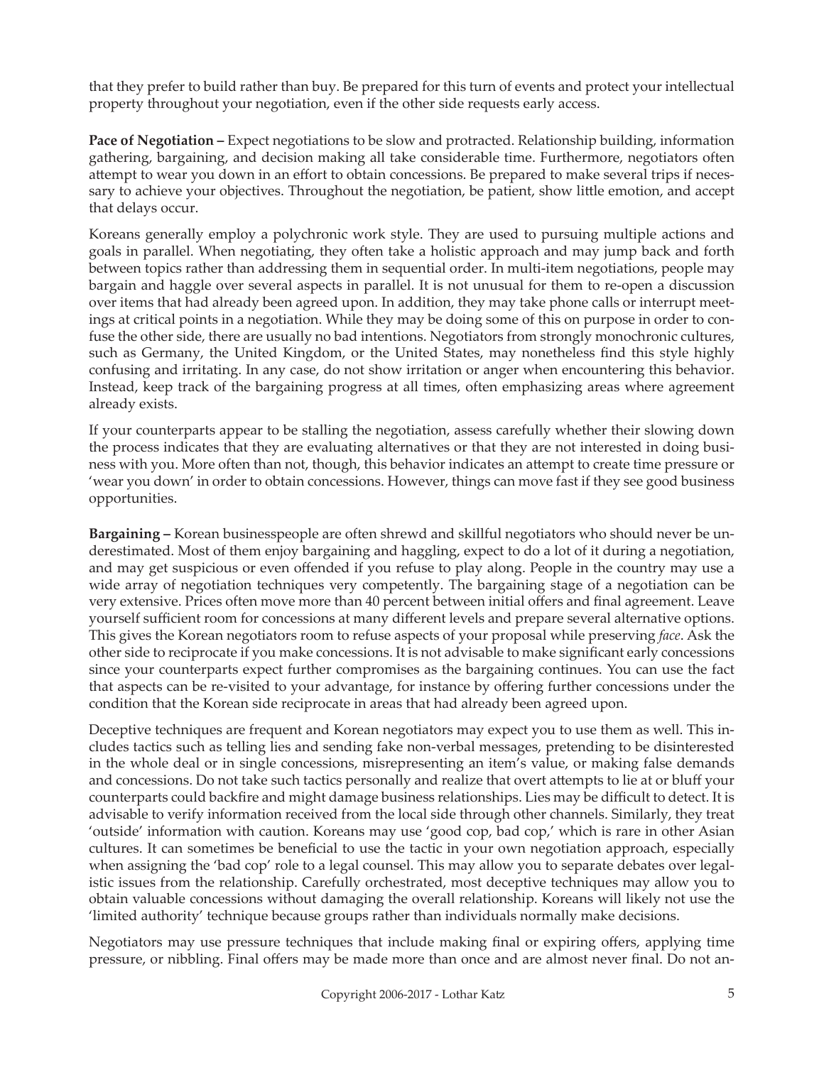that they prefer to build rather than buy. Be prepared for this turn of events and protect your intellectual property throughout your negotiation, even if the other side requests early access.

**Pace of Negotiation –** Expect negotiations to be slow and protracted. Relationship building, information gathering, bargaining, and decision making all take considerable time. Furthermore, negotiators often attempt to wear you down in an effort to obtain concessions. Be prepared to make several trips if necessary to achieve your objectives. Throughout the negotiation, be patient, show little emotion, and accept that delays occur.

Koreans generally employ a polychronic work style. They are used to pursuing multiple actions and goals in parallel. When negotiating, they often take a holistic approach and may jump back and forth between topics rather than addressing them in sequential order. In multi-item negotiations, people may bargain and haggle over several aspects in parallel. It is not unusual for them to re-open a discussion over items that had already been agreed upon. In addition, they may take phone calls or interrupt meetings at critical points in a negotiation. While they may be doing some of this on purpose in order to confuse the other side, there are usually no bad intentions. Negotiators from strongly monochronic cultures, such as Germany, the United Kingdom, or the United States, may nonetheless find this style highly confusing and irritating. In any case, do not show irritation or anger when encountering this behavior. Instead, keep track of the bargaining progress at all times, often emphasizing areas where agreement already exists.

If your counterparts appear to be stalling the negotiation, assess carefully whether their slowing down the process indicates that they are evaluating alternatives or that they are not interested in doing business with you. More often than not, though, this behavior indicates an attempt to create time pressure or 'wear you down' in order to obtain concessions. However, things can move fast if they see good business opportunities.

**Bargaining –** Korean businesspeople are often shrewd and skillful negotiators who should never be underestimated. Most of them enjoy bargaining and haggling, expect to do a lot of it during a negotiation, and may get suspicious or even offended if you refuse to play along. People in the country may use a wide array of negotiation techniques very competently. The bargaining stage of a negotiation can be very extensive. Prices often move more than 40 percent between initial offers and final agreement. Leave yourself sufficient room for concessions at many different levels and prepare several alternative options. This gives the Korean negotiators room to refuse aspects of your proposal while preserving *face*. Ask the other side to reciprocate if you make concessions. It is not advisable to make significant early concessions since your counterparts expect further compromises as the bargaining continues. You can use the fact that aspects can be re-visited to your advantage, for instance by offering further concessions under the condition that the Korean side reciprocate in areas that had already been agreed upon.

Deceptive techniques are frequent and Korean negotiators may expect you to use them as well. This includes tactics such as telling lies and sending fake non-verbal messages, pretending to be disinterested in the whole deal or in single concessions, misrepresenting an item's value, or making false demands and concessions. Do not take such tactics personally and realize that overt attempts to lie at or bluff your counterparts could backfire and might damage business relationships. Lies may be difficult to detect. It is advisable to verify information received from the local side through other channels. Similarly, they treat 'outside' information with caution. Koreans may use 'good cop, bad cop,' which is rare in other Asian cultures. It can sometimes be beneficial to use the tactic in your own negotiation approach, especially when assigning the 'bad cop' role to a legal counsel. This may allow you to separate debates over legalistic issues from the relationship. Carefully orchestrated, most deceptive techniques may allow you to obtain valuable concessions without damaging the overall relationship. Koreans will likely not use the 'limited authority' technique because groups rather than individuals normally make decisions.

Negotiators may use pressure techniques that include making final or expiring offers, applying time pressure, or nibbling. Final offers may be made more than once and are almost never final. Do not an-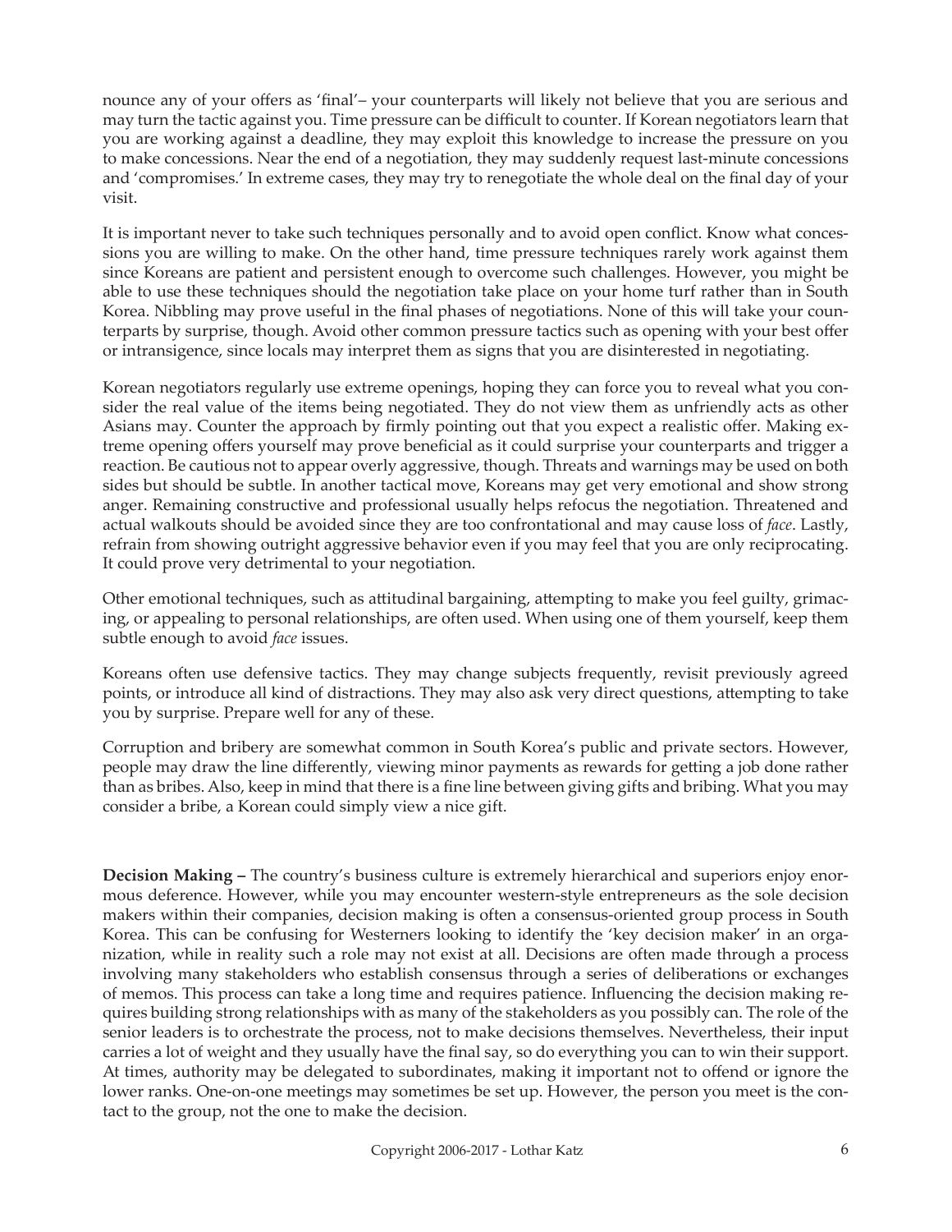nounce any of your offers as 'final'– your counterparts will likely not believe that you are serious and may turn the tactic against you. Time pressure can be difficult to counter. If Korean negotiators learn that you are working against a deadline, they may exploit this knowledge to increase the pressure on you to make concessions. Near the end of a negotiation, they may suddenly request last-minute concessions and 'compromises.' In extreme cases, they may try to renegotiate the whole deal on the final day of your visit.

It is important never to take such techniques personally and to avoid open conflict. Know what concessions you are willing to make. On the other hand, time pressure techniques rarely work against them since Koreans are patient and persistent enough to overcome such challenges. However, you might be able to use these techniques should the negotiation take place on your home turf rather than in South Korea. Nibbling may prove useful in the final phases of negotiations. None of this will take your counterparts by surprise, though. Avoid other common pressure tactics such as opening with your best offer or intransigence, since locals may interpret them as signs that you are disinterested in negotiating.

Korean negotiators regularly use extreme openings, hoping they can force you to reveal what you consider the real value of the items being negotiated. They do not view them as unfriendly acts as other Asians may. Counter the approach by firmly pointing out that you expect a realistic offer. Making extreme opening offers yourself may prove beneficial as it could surprise your counterparts and trigger a reaction. Be cautious not to appear overly aggressive, though. Threats and warnings may be used on both sides but should be subtle. In another tactical move, Koreans may get very emotional and show strong anger. Remaining constructive and professional usually helps refocus the negotiation. Threatened and actual walkouts should be avoided since they are too confrontational and may cause loss of *face*. Lastly, refrain from showing outright aggressive behavior even if you may feel that you are only reciprocating. It could prove very detrimental to your negotiation.

Other emotional techniques, such as attitudinal bargaining, attempting to make you feel guilty, grimacing, or appealing to personal relationships, are often used. When using one of them yourself, keep them subtle enough to avoid *face* issues.

Koreans often use defensive tactics. They may change subjects frequently, revisit previously agreed points, or introduce all kind of distractions. They may also ask very direct questions, attempting to take you by surprise. Prepare well for any of these.

Corruption and bribery are somewhat common in South Korea's public and private sectors. However, people may draw the line differently, viewing minor payments as rewards for getting a job done rather than as bribes. Also, keep in mind that there is a fine line between giving gifts and bribing. What you may consider a bribe, a Korean could simply view a nice gift.

**Decision Making –** The country's business culture is extremely hierarchical and superiors enjoy enormous deference. However, while you may encounter western-style entrepreneurs as the sole decision makers within their companies, decision making is often a consensus-oriented group process in South Korea. This can be confusing for Westerners looking to identify the 'key decision maker' in an organization, while in reality such a role may not exist at all. Decisions are often made through a process involving many stakeholders who establish consensus through a series of deliberations or exchanges of memos. This process can take a long time and requires patience. Influencing the decision making requires building strong relationships with as many of the stakeholders as you possibly can. The role of the senior leaders is to orchestrate the process, not to make decisions themselves. Nevertheless, their input carries a lot of weight and they usually have the final say, so do everything you can to win their support. At times, authority may be delegated to subordinates, making it important not to offend or ignore the lower ranks. One-on-one meetings may sometimes be set up. However, the person you meet is the contact to the group, not the one to make the decision.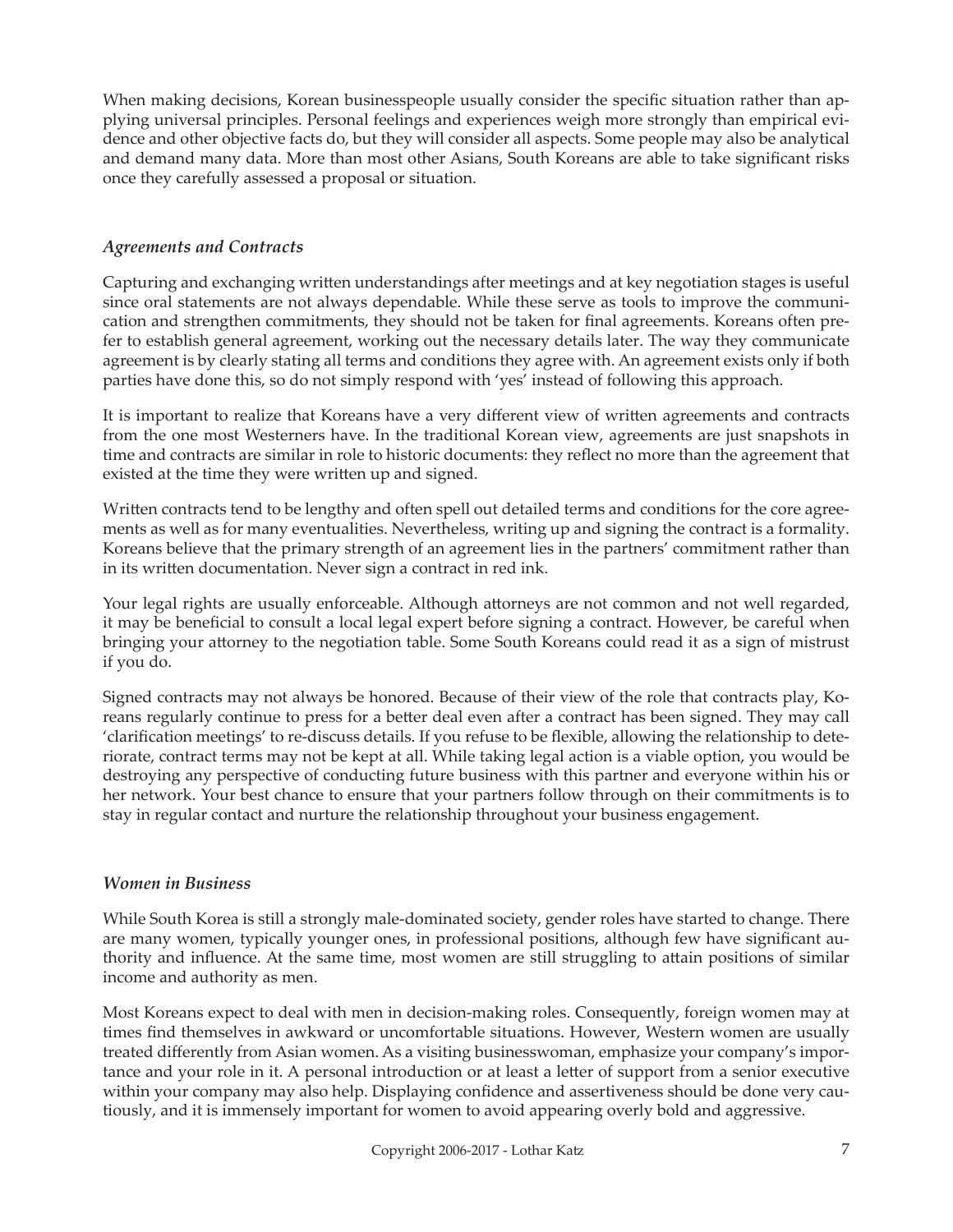When making decisions, Korean businesspeople usually consider the specific situation rather than applying universal principles. Personal feelings and experiences weigh more strongly than empirical evidence and other objective facts do, but they will consider all aspects. Some people may also be analytical and demand many data. More than most other Asians, South Koreans are able to take significant risks once they carefully assessed a proposal or situation.

### *Agreements and Contracts*

Capturing and exchanging written understandings after meetings and at key negotiation stages is useful since oral statements are not always dependable. While these serve as tools to improve the communication and strengthen commitments, they should not be taken for final agreements. Koreans often prefer to establish general agreement, working out the necessary details later. The way they communicate agreement is by clearly stating all terms and conditions they agree with. An agreement exists only if both parties have done this, so do not simply respond with 'yes' instead of following this approach.

It is important to realize that Koreans have a very different view of written agreements and contracts from the one most Westerners have. In the traditional Korean view, agreements are just snapshots in time and contracts are similar in role to historic documents: they reflect no more than the agreement that existed at the time they were written up and signed.

Written contracts tend to be lengthy and often spell out detailed terms and conditions for the core agreements as well as for many eventualities. Nevertheless, writing up and signing the contract is a formality. Koreans believe that the primary strength of an agreement lies in the partners' commitment rather than in its written documentation. Never sign a contract in red ink.

Your legal rights are usually enforceable. Although attorneys are not common and not well regarded, it may be beneficial to consult a local legal expert before signing a contract. However, be careful when bringing your attorney to the negotiation table. Some South Koreans could read it as a sign of mistrust if you do.

Signed contracts may not always be honored. Because of their view of the role that contracts play, Koreans regularly continue to press for a better deal even after a contract has been signed. They may call 'clarification meetings' to re-discuss details. If you refuse to be flexible, allowing the relationship to deteriorate, contract terms may not be kept at all. While taking legal action is a viable option, you would be destroying any perspective of conducting future business with this partner and everyone within his or her network. Your best chance to ensure that your partners follow through on their commitments is to stay in regular contact and nurture the relationship throughout your business engagement.

### *Women in Business*

While South Korea is still a strongly male-dominated society, gender roles have started to change. There are many women, typically younger ones, in professional positions, although few have significant authority and influence. At the same time, most women are still struggling to attain positions of similar income and authority as men.

Most Koreans expect to deal with men in decision-making roles. Consequently, foreign women may at times find themselves in awkward or uncomfortable situations. However, Western women are usually treated differently from Asian women. As a visiting businesswoman, emphasize your company's importance and your role in it. A personal introduction or at least a letter of support from a senior executive within your company may also help. Displaying confidence and assertiveness should be done very cautiously, and it is immensely important for women to avoid appearing overly bold and aggressive.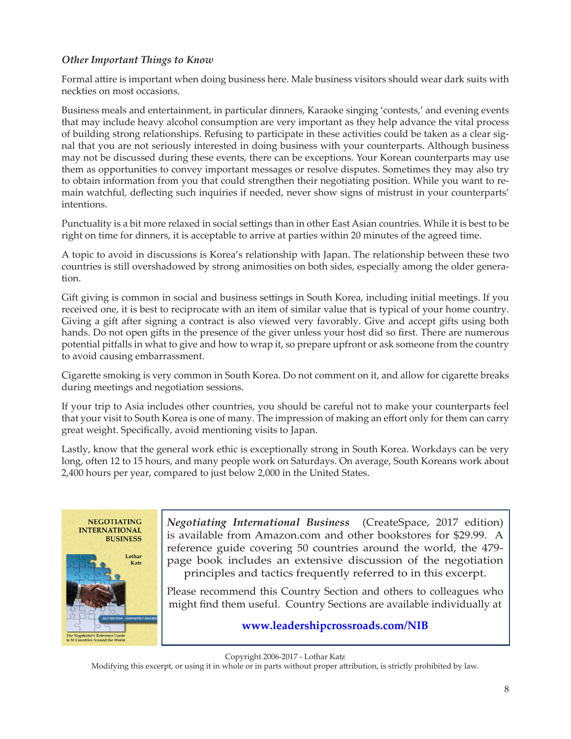### *Other Important Things to Know*

Formal attire is important when doing business here. Male business visitors should wear dark suits with neckties on most occasions.

Business meals and entertainment, in particular dinners, Karaoke singing 'contests,' and evening events that may include heavy alcohol consumption are very important as they help advance the vital process of building strong relationships. Refusing to participate in these activities could be taken as a clear signal that you are not seriously interested in doing business with your counterparts. Although business may not be discussed during these events, there can be exceptions. Your Korean counterparts may use them as opportunities to convey important messages or resolve disputes. Sometimes they may also try to obtain information from you that could strengthen their negotiating position. While you want to remain watchful, deflecting such inquiries if needed, never show signs of mistrust in your counterparts' intentions.

Punctuality is a bit more relaxed in social settings than in other East Asian countries. While it is best to be right on time for dinners, it is acceptable to arrive at parties within 20 minutes of the agreed time.

A topic to avoid in discussions is Korea's relationship with Japan. The relationship between these two countries is still overshadowed by strong animosities on both sides, especially among the older generation.

Gift giving is common in social and business settings in South Korea, including initial meetings. If you received one, it is best to reciprocate with an item of similar value that is typical of your home country. Giving a gift after signing a contract is also viewed very favorably. Give and accept gifts using both hands. Do not open gifts in the presence of the giver unless your host did so first. There are numerous potential pitfalls in what to give and how to wrap it, so prepare upfront or ask someone from the country to avoid causing embarrassment.

Cigarette smoking is very common in South Korea. Do not comment on it, and allow for cigarette breaks during meetings and negotiation sessions.

If your trip to Asia includes other countries, you should be careful not to make your counterparts feel that your visit to South Korea is one of many. The impression of making an effort only for them can carry great weight. Specifically, avoid mentioning visits to Japan.

Lastly, know that the general work ethic is exceptionally strong in South Korea. Workdays can be very long, often 12 to 15 hours, and many people work on Saturdays. On average, South Koreans work about 2,400 hours per year, compared to just below 2,000 in the United States.

NEGOTIATING INTERNATIONAL BUSINESS

Lothar Katz

2017 EDITION - COMPLETELY REVISED

The Negotiator's Reference Guide to 50 Countries Around the World

*Negotiating International Business* (CreateSpace, 2017 edition) is available from Amazon.com and other bookstores for $29.99. A reference guide covering 50 countries around the world, the 479-page book includes an extensive discussion of the negotiation principles and tactics frequently referred to in this excerpt.

Please recommend this Country Section and others to colleagues who might find them useful. Country Sections are available individually at

**www.leadershipcrossroads.com/NIB**

Copyright 2006-2017 - Lothar Katz

Modifying this excerpt, or using it in whole or in parts without proper attribution, is strictly prohibited by law.